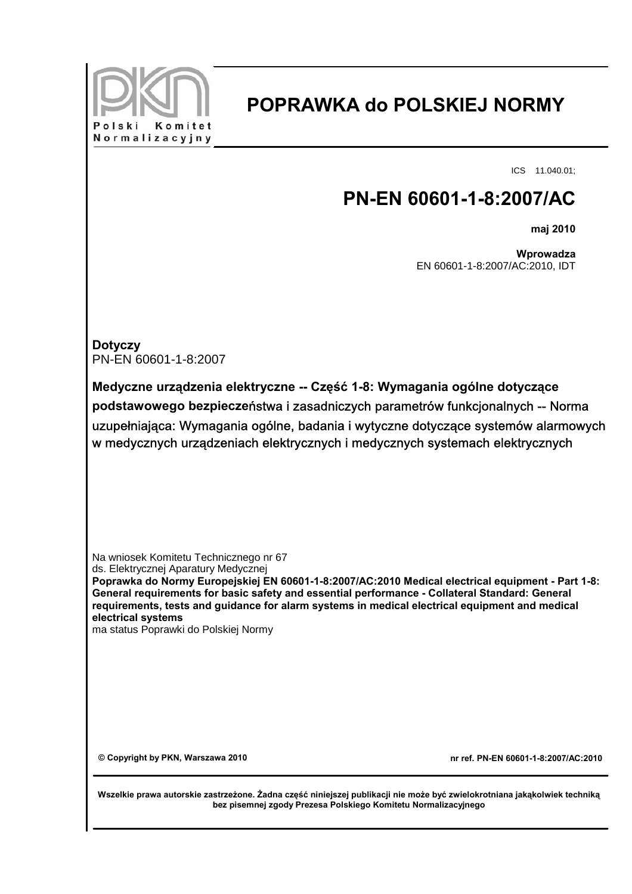Polski Komitet Normalizacyjny

# POPRAWKA do POLSKIEJ NORMY

ICS 11.040.01;

## PN-EN 60601-1-8:2007/AC

**maj 2010**

**Wprowadza**
EN 60601-1-8:2007/AC:2010, IDT

**Dotyczy**
PN-EN 60601-1-8:2007

**Medyczne urządzenia elektryczne -- Część 1-8: Wymagania ogólne dotyczące podstawowego bezpieczeństwa i zasadniczych parametrów funkcjonalnych -- Norma uzupełniająca: Wymagania ogólne, badania i wytyczne dotyczące systemów alarmowych w medycznych urządzeniach elektrycznych i medycznych systemach elektrycznych**

Na wniosek Komitetu Technicznego nr 67
ds. Elektrycznej Aparatury Medycznej
**Poprawka do Normy Europejskiej EN 60601-1-8:2007/AC:2010 Medical electrical equipment - Part 1-8: General requirements for basic safety and essential performance - Collateral Standard: General requirements, tests and guidance for alarm systems in medical electrical equipment and medical electrical systems**
ma status Poprawki do Polskiej Normy

**© Copyright by PKN, Warszawa 2010**

**nr ref. PN-EN 60601-1-8:2007/AC:2010**

**Wszelkie prawa autorskie zastrzeżone. Żadna część niniejszej publikacji nie może być zwielokrotniana jakąkolwiek techniką bez pisemnej zgody Prezesa Polskiego Komitetu Normalizacyjnego**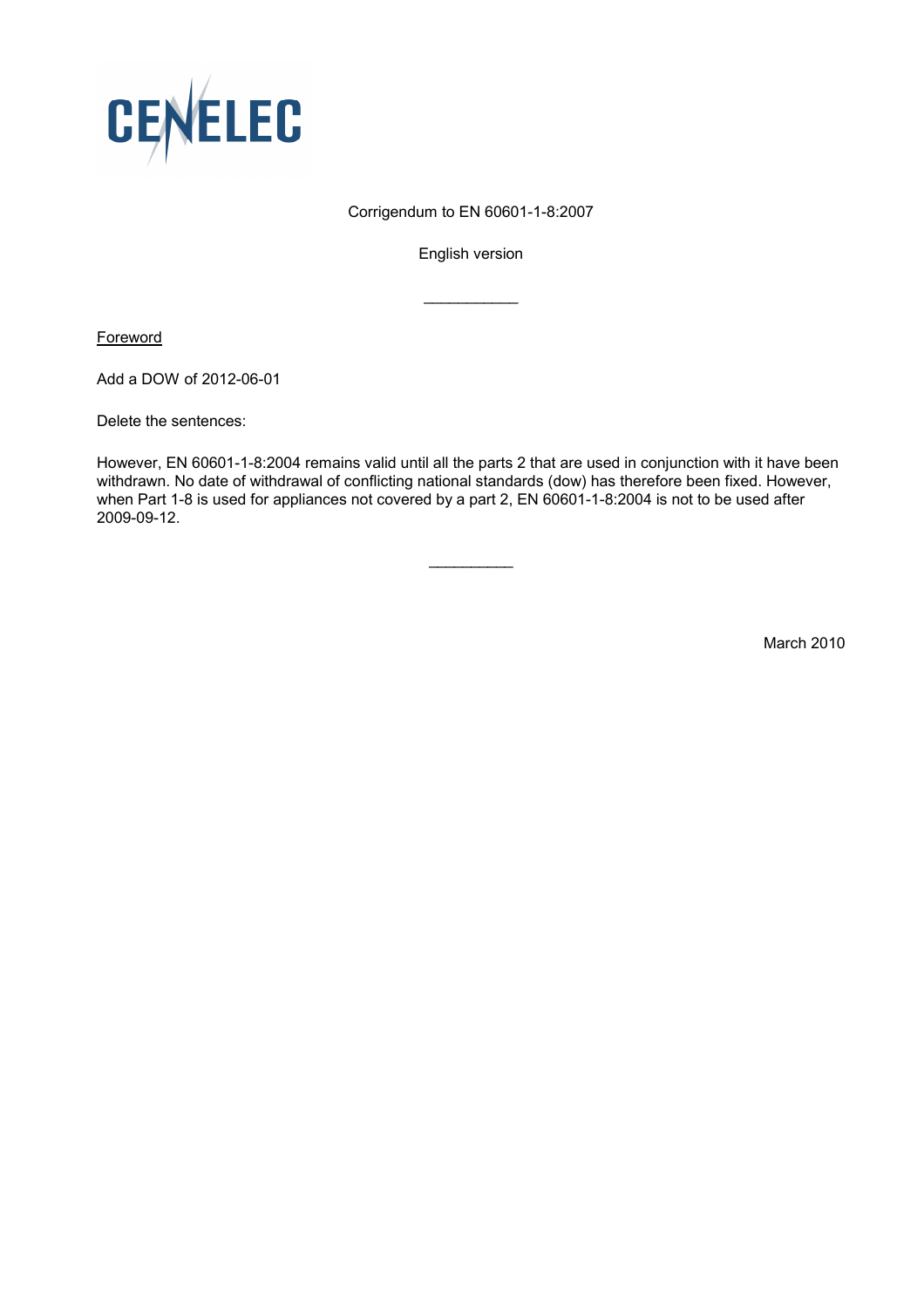CENELEC

Corrigendum to EN 60601-1-8:2007

English version

---

Foreword

Add a DOW of 2012-06-01

Delete the sentences:

However, EN 60601-1-8:2004 remains valid until all the parts 2 that are used in conjunction with it have been withdrawn. No date of withdrawal of conflicting national standards (dow) has therefore been fixed. However, when Part 1-8 is used for appliances not covered by a part 2, EN 60601-1-8:2004 is not to be used after 2009-09-12.

---

March 2010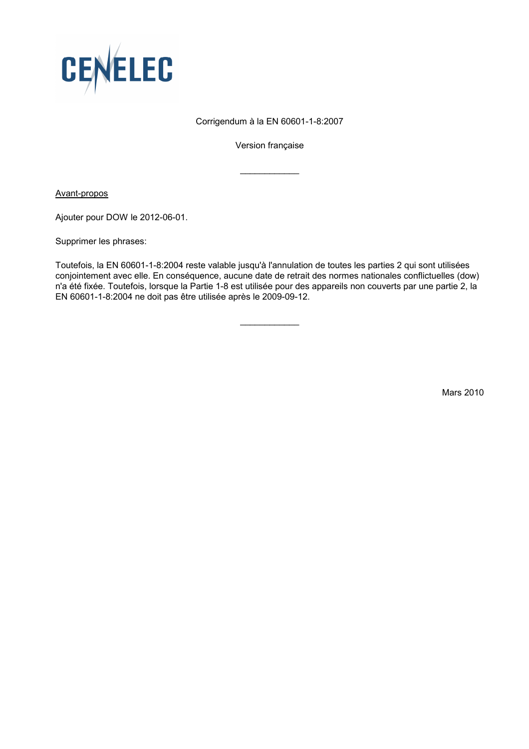CENELEC

Corrigendum à la EN 60601-1-8:2007

Version française

---

Avant-propos

Ajouter pour DOW le 2012-06-01.

Supprimer les phrases:

Toutefois, la EN 60601-1-8:2004 reste valable jusqu'à l'annulation de toutes les parties 2 qui sont utilisées conjointement avec elle. En conséquence, aucune date de retrait des normes nationales conflictuelles (dow) n'a été fixée. Toutefois, lorsque la Partie 1-8 est utilisée pour des appareils non couverts par une partie 2, la EN 60601-1-8:2004 ne doit pas être utilisée après le 2009-09-12.

---

Mars 2010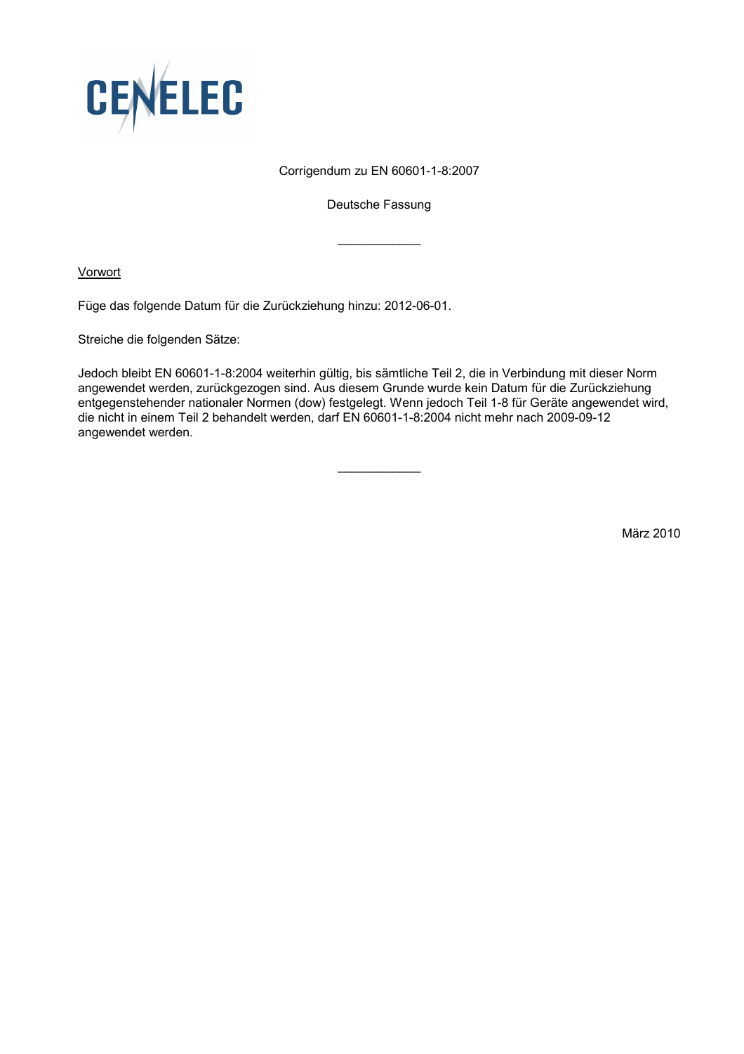Corrigendum zu EN 60601-1-8:2007

Deutsche Fassung

---

Vorwort

Füge das folgende Datum für die Zurückziehung hinzu: 2012-06-01.

Streiche die folgenden Sätze:

Jedoch bleibt EN 60601-1-8:2004 weiterhin gültig, bis sämtliche Teil 2, die in Verbindung mit dieser Norm angewendet werden, zurückgezogen sind. Aus diesem Grunde wurde kein Datum für die Zurückziehung entgegenstehender nationaler Normen (dow) festgelegt. Wenn jedoch Teil 1-8 für Geräte angewendet wird, die nicht in einem Teil 2 behandelt werden, darf EN 60601-1-8:2004 nicht mehr nach 2009-09-12 angewendet werden.

---

März 2010